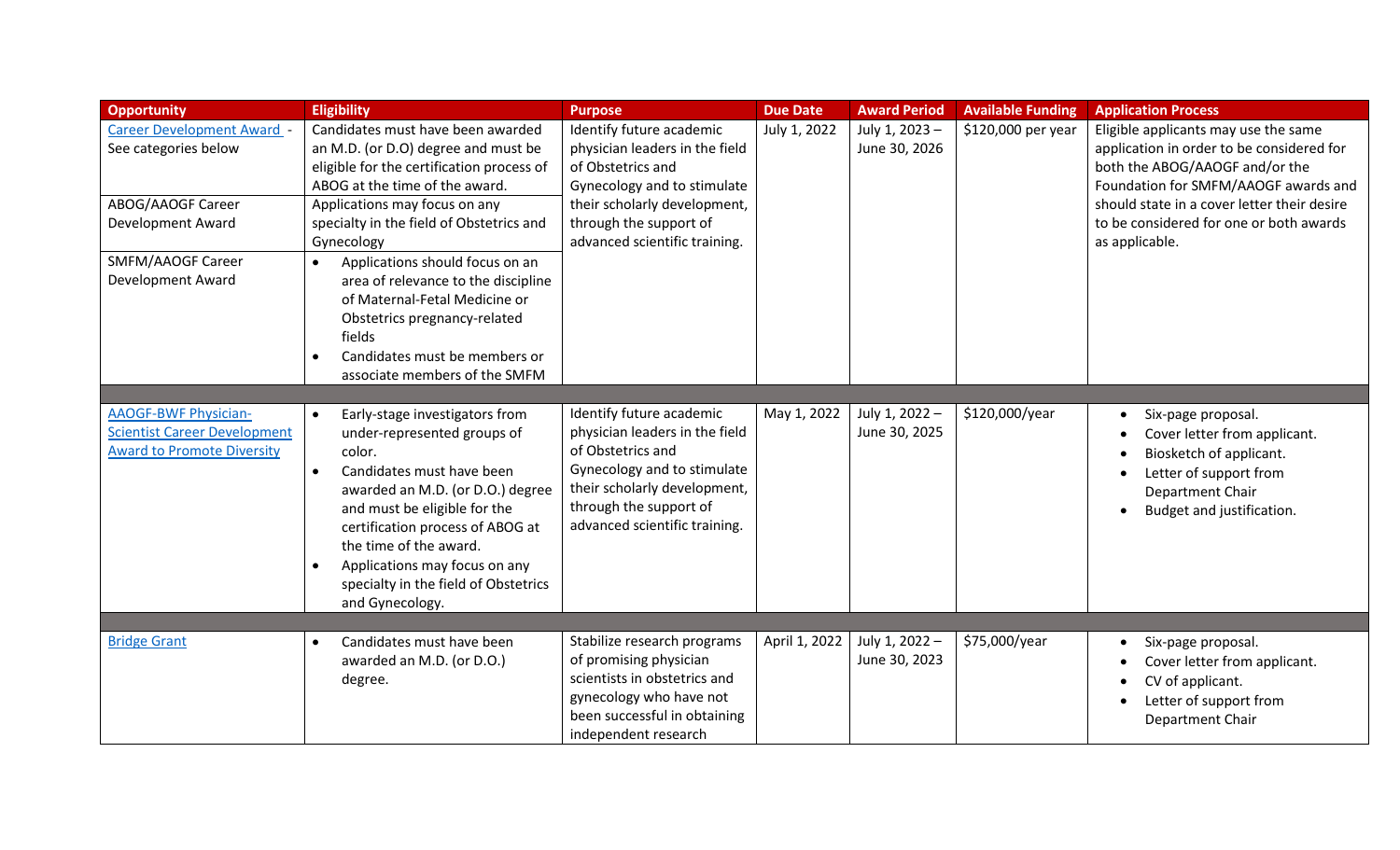| Opportunity | Eligibility | Purpose | Due Date | Award Period | Available Funding | Application Process |
|---|---|---|---|---|---|---|
| Career Development Award - See categories below | Candidates must have been awarded an M.D. (or D.O) degree and must be eligible for the certification process of ABOG at the time of the award. | Identify future academic physician leaders in the field of Obstetrics and Gynecology and to stimulate their scholarly development, through the support of advanced scientific training. | July 1, 2022 | July 1, 2023 – June 30, 2026 | $120,000 per year | Eligible applicants may use the same application in order to be considered for both the ABOG/AAOGF and/or the Foundation for SMFM/AAOGF awards and should state in a cover letter their desire to be considered for one or both awards as applicable. |
| ABOG/AAOGF Career Development Award | Applications may focus on any specialty in the field of Obstetrics and Gynecology | | | | | |
| SMFM/AAOGF Career Development Award | • Applications should focus on an area of relevance to the discipline of Maternal-Fetal Medicine or Obstetrics pregnancy-related fields<br>• Candidates must be members or associate members of the SMFM | | | | | |
| | | | | | | |
| AAOGF-BWF Physician-Scientist Career Development Award to Promote Diversity | • Early-stage investigators from under-represented groups of color.<br>• Candidates must have been awarded an M.D. (or D.O.) degree and must be eligible for the certification process of ABOG at the time of the award.<br>• Applications may focus on any specialty in the field of Obstetrics and Gynecology. | Identify future academic physician leaders in the field of Obstetrics and Gynecology and to stimulate their scholarly development, through the support of advanced scientific training. | May 1, 2022 | July 1, 2022 – June 30, 2025 | $120,000/year | • Six-page proposal.<br>• Cover letter from applicant.<br>• Biosketch of applicant.<br>• Letter of support from Department Chair<br>• Budget and justification. |
| | | | | | | |
| Bridge Grant | • Candidates must have been awarded an M.D. (or D.O.) degree. | Stabilize research programs of promising physician scientists in obstetrics and gynecology who have not been successful in obtaining independent research | April 1, 2022 | July 1, 2022 – June 30, 2023 | $75,000/year | • Six-page proposal.<br>• Cover letter from applicant.<br>• CV of applicant.<br>• Letter of support from Department Chair |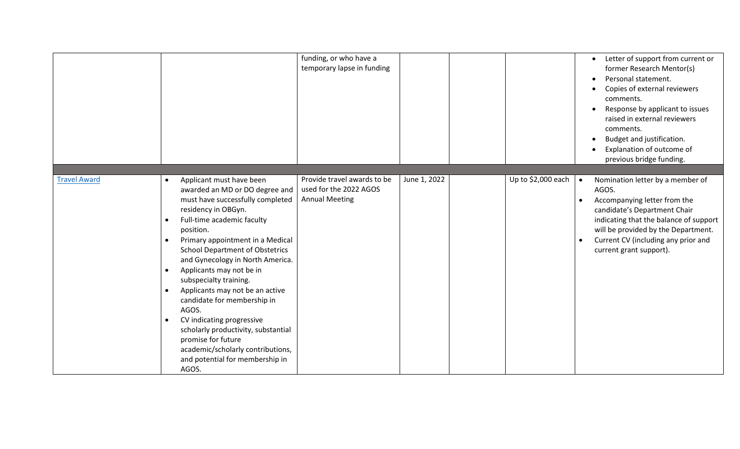| | | | | | | |
|---|---|---|---|---|---|---|
| | | funding, or who have a temporary lapse in funding | | | | • Letter of support from current or former Research Mentor(s)<br>• Personal statement.<br>• Copies of external reviewers comments.<br>• Response by applicant to issues raised in external reviewers comments.<br>• Budget and justification.<br>• Explanation of outcome of previous bridge funding. |
| | | | | | | |
| [Travel Award]() | • Applicant must have been awarded an MD or DO degree and must have successfully completed residency in OBGyn.<br>• Full-time academic faculty position.<br>• Primary appointment in a Medical School Department of Obstetrics and Gynecology in North America.<br>• Applicants may not be in subspecialty training.<br>• Applicants may not be an active candidate for membership in AGOS.<br>• CV indicating progressive scholarly productivity, substantial promise for future academic/scholarly contributions, and potential for membership in AGOS. | Provide travel awards to be used for the 2022 AGOS Annual Meeting | June 1, 2022 | | Up to $2,000 each | • Nomination letter by a member of AGOS.<br>• Accompanying letter from the candidate's Department Chair indicating that the balance of support will be provided by the Department.<br>• Current CV (including any prior and current grant support). |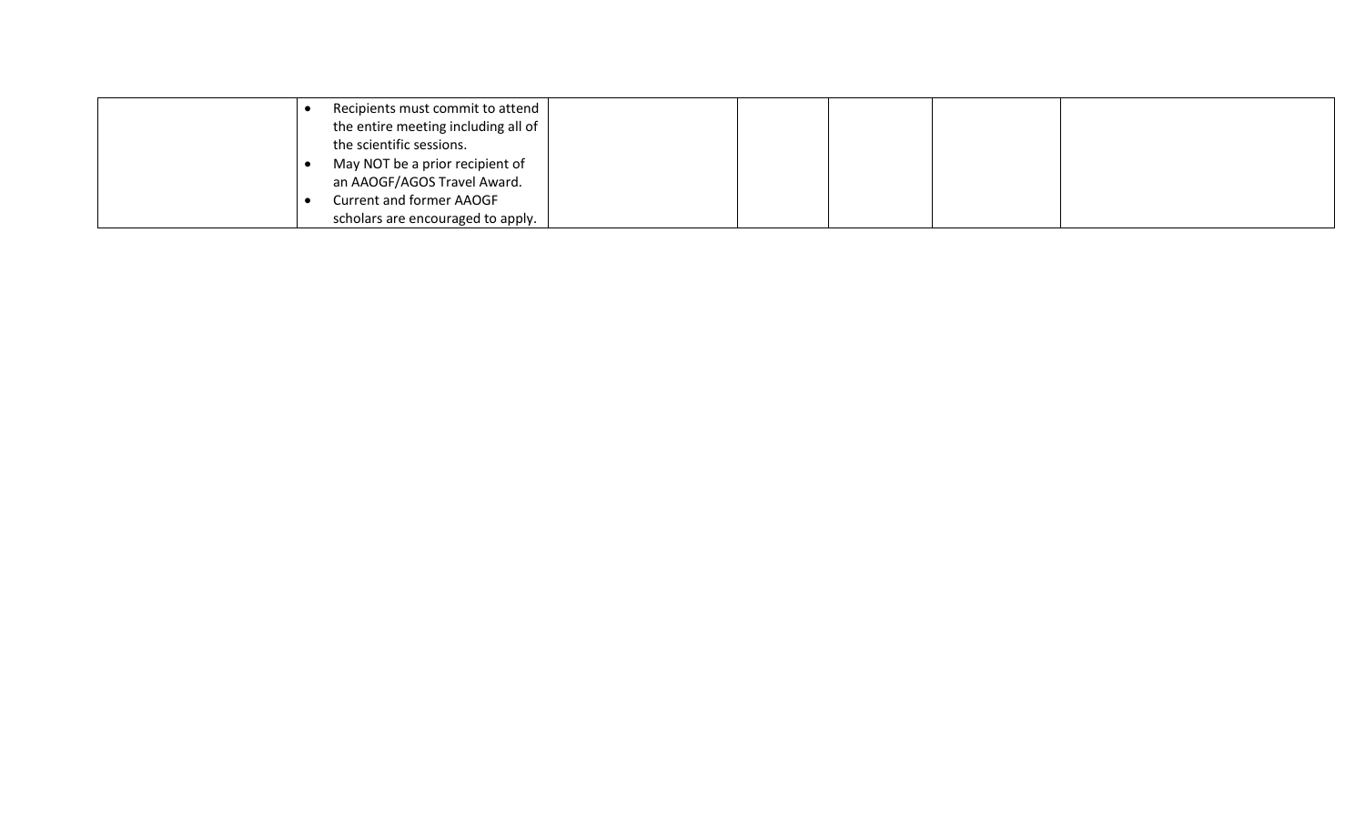| | | | | | | |
|---|---|---|---|---|---|---|
| | • Recipients must commit to attend the entire meeting including all of the scientific sessions.<br>• May NOT be a prior recipient of an AAOGF/AGOS Travel Award.<br>• Current and former AAOGF scholars are encouraged to apply. | | | | | |